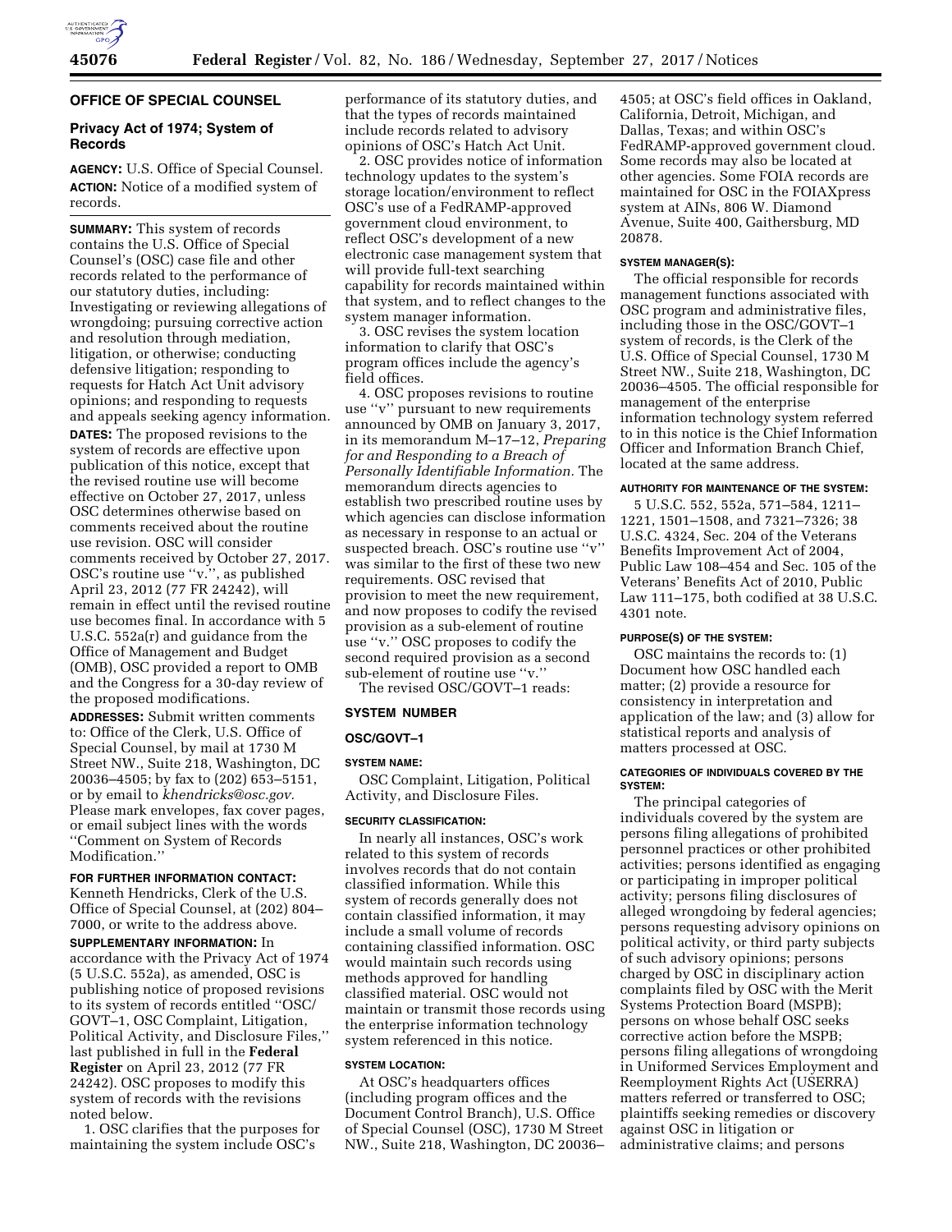## OFFICE OF SPECIAL COUNSEL

### Privacy Act of 1974; System of Records

**AGENCY:** U.S. Office of Special Counsel.

**ACTION:** Notice of a modified system of records.

**SUMMARY:** This system of records contains the U.S. Office of Special Counsel's (OSC) case file and other records related to the performance of our statutory duties, including: Investigating or reviewing allegations of wrongdoing; pursuing corrective action and resolution through mediation, litigation, or otherwise; conducting defensive litigation; responding to requests for Hatch Act Unit advisory opinions; and responding to requests and appeals seeking agency information.

**DATES:** The proposed revisions to the system of records are effective upon publication of this notice, except that the revised routine use will become effective on October 27, 2017, unless OSC determines otherwise based on comments received about the routine use revision. OSC will consider comments received by October 27, 2017. OSC's routine use "v.", as published April 23, 2012 (77 FR 24242), will remain in effect until the revised routine use becomes final. In accordance with 5 U.S.C. 552a(r) and guidance from the Office of Management and Budget (OMB), OSC provided a report to OMB and the Congress for a 30-day review of the proposed modifications.

**ADDRESSES:** Submit written comments to: Office of the Clerk, U.S. Office of Special Counsel, by mail at 1730 M Street NW., Suite 218, Washington, DC 20036–4505; by fax to (202) 653–5151, or by email to *khendricks@osc.gov.* Please mark envelopes, fax cover pages, or email subject lines with the words "Comment on System of Records Modification."

**FOR FURTHER INFORMATION CONTACT:** Kenneth Hendricks, Clerk of the U.S. Office of Special Counsel, at (202) 804–7000, or write to the address above.

**SUPPLEMENTARY INFORMATION:** In accordance with the Privacy Act of 1974 (5 U.S.C. 552a), as amended, OSC is publishing notice of proposed revisions to its system of records entitled "OSC/GOVT–1, OSC Complaint, Litigation, Political Activity, and Disclosure Files," last published in full in the **Federal Register** on April 23, 2012 (77 FR 24242). OSC proposes to modify this system of records with the revisions noted below.

1. OSC clarifies that the purposes for maintaining the system include OSC's performance of its statutory duties, and that the types of records maintained include records related to advisory opinions of OSC's Hatch Act Unit.

2. OSC provides notice of information technology updates to the system's storage location/environment to reflect OSC's use of a FedRAMP-approved government cloud environment, to reflect OSC's development of a new electronic case management system that will provide full-text searching capability for records maintained within that system, and to reflect changes to the system manager information.

3. OSC revises the system location information to clarify that OSC's program offices include the agency's field offices.

4. OSC proposes revisions to routine use "v" pursuant to new requirements announced by OMB on January 3, 2017, in its memorandum M–17–12, *Preparing for and Responding to a Breach of Personally Identifiable Information.* The memorandum directs agencies to establish two prescribed routine uses by which agencies can disclose information as necessary in response to an actual or suspected breach. OSC's routine use "v" was similar to the first of these two new requirements. OSC revised that provision to meet the new requirement, and now proposes to codify the revised provision as a sub-element of routine use "v." OSC proposes to codify the second required provision as a second sub-element of routine use "v."

The revised OSC/GOVT–1 reads:

#### SYSTEM NUMBER

#### OSC/GOVT–1

#### SYSTEM NAME:

OSC Complaint, Litigation, Political Activity, and Disclosure Files.

#### SECURITY CLASSIFICATION:

In nearly all instances, OSC's work related to this system of records involves records that do not contain classified information. While this system of records generally does not contain classified information, it may include a small volume of records containing classified information. OSC would maintain such records using methods approved for handling classified material. OSC would not maintain or transmit those records using the enterprise information technology system referenced in this notice.

#### SYSTEM LOCATION:

At OSC's headquarters offices (including program offices and the Document Control Branch), U.S. Office of Special Counsel (OSC), 1730 M Street NW., Suite 218, Washington, DC 20036–4505; at OSC's field offices in Oakland, California, Detroit, Michigan, and Dallas, Texas; and within OSC's FedRAMP-approved government cloud. Some records may also be located at other agencies. Some FOIA records are maintained for OSC in the FOIAXpress system at AINs, 806 W. Diamond Avenue, Suite 400, Gaithersburg, MD 20878.

#### SYSTEM MANAGER(S):

The official responsible for records management functions associated with OSC program and administrative files, including those in the OSC/GOVT–1 system of records, is the Clerk of the U.S. Office of Special Counsel, 1730 M Street NW., Suite 218, Washington, DC 20036–4505. The official responsible for management of the enterprise information technology system referred to in this notice is the Chief Information Officer and Information Branch Chief, located at the same address.

#### AUTHORITY FOR MAINTENANCE OF THE SYSTEM:

5 U.S.C. 552, 552a, 571–584, 1211–1221, 1501–1508, and 7321–7326; 38 U.S.C. 4324, Sec. 204 of the Veterans Benefits Improvement Act of 2004, Public Law 108–454 and Sec. 105 of the Veterans' Benefits Act of 2010, Public Law 111–175, both codified at 38 U.S.C. 4301 note.

#### PURPOSE(S) OF THE SYSTEM:

OSC maintains the records to: (1) Document how OSC handled each matter; (2) provide a resource for consistency in interpretation and application of the law; and (3) allow for statistical reports and analysis of matters processed at OSC.

#### CATEGORIES OF INDIVIDUALS COVERED BY THE SYSTEM:

The principal categories of individuals covered by the system are persons filing allegations of prohibited personnel practices or other prohibited activities; persons identified as engaging or participating in improper political activity; persons filing disclosures of alleged wrongdoing by federal agencies; persons requesting advisory opinions on political activity, or third party subjects of such advisory opinions; persons charged by OSC in disciplinary action complaints filed by OSC with the Merit Systems Protection Board (MSPB); persons on whose behalf OSC seeks corrective action before the MSPB; persons filing allegations of wrongdoing in Uniformed Services Employment and Reemployment Rights Act (USERRA) matters referred or transferred to OSC; plaintiffs seeking remedies or discovery against OSC in litigation or administrative claims; and persons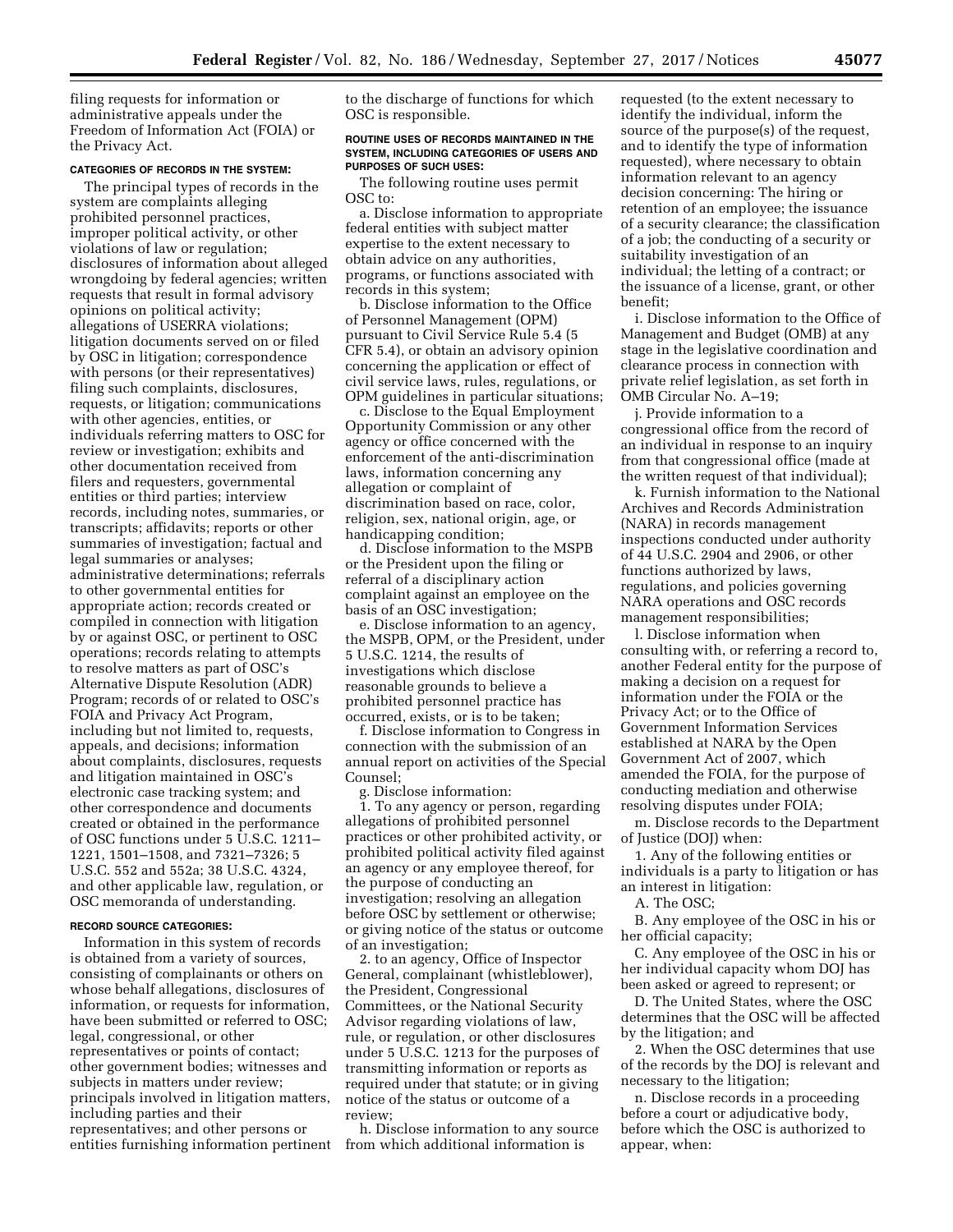filing requests for information or administrative appeals under the Freedom of Information Act (FOIA) or the Privacy Act.

**CATEGORIES OF RECORDS IN THE SYSTEM:**

The principal types of records in the system are complaints alleging prohibited personnel practices, improper political activity, or other violations of law or regulation; disclosures of information about alleged wrongdoing by federal agencies; written requests that result in formal advisory opinions on political activity; allegations of USERRA violations; litigation documents served on or filed by OSC in litigation; correspondence with persons (or their representatives) filing such complaints, disclosures, requests, or litigation; communications with other agencies, entities, or individuals referring matters to OSC for review or investigation; exhibits and other documentation received from filers and requesters, governmental entities or third parties; interview records, including notes, summaries, or transcripts; affidavits; reports or other summaries of investigation; factual and legal summaries or analyses; administrative determinations; referrals to other governmental entities for appropriate action; records created or compiled in connection with litigation by or against OSC, or pertinent to OSC operations; records relating to attempts to resolve matters as part of OSC's Alternative Dispute Resolution (ADR) Program; records of or related to OSC's FOIA and Privacy Act Program, including but not limited to, requests, appeals, and decisions; information about complaints, disclosures, requests and litigation maintained in OSC's electronic case tracking system; and other correspondence and documents created or obtained in the performance of OSC functions under 5 U.S.C. 1211–1221, 1501–1508, and 7321–7326; 5 U.S.C. 552 and 552a; 38 U.S.C. 4324, and other applicable law, regulation, or OSC memoranda of understanding.

**RECORD SOURCE CATEGORIES:**

Information in this system of records is obtained from a variety of sources, consisting of complainants or others on whose behalf allegations, disclosures of information, or requests for information, have been submitted or referred to OSC; legal, congressional, or other representatives or points of contact; other government bodies; witnesses and subjects in matters under review; principals involved in litigation matters, including parties and their representatives; and other persons or entities furnishing information pertinent to the discharge of functions for which OSC is responsible.

**ROUTINE USES OF RECORDS MAINTAINED IN THE SYSTEM, INCLUDING CATEGORIES OF USERS AND PURPOSES OF SUCH USES:**

The following routine uses permit OSC to:

a. Disclose information to appropriate federal entities with subject matter expertise to the extent necessary to obtain advice on any authorities, programs, or functions associated with records in this system;

b. Disclose information to the Office of Personnel Management (OPM) pursuant to Civil Service Rule 5.4 (5 CFR 5.4), or obtain an advisory opinion concerning the application or effect of civil service laws, rules, regulations, or OPM guidelines in particular situations;

c. Disclose to the Equal Employment Opportunity Commission or any other agency or office concerned with the enforcement of the anti-discrimination laws, information concerning any allegation or complaint of discrimination based on race, color, religion, sex, national origin, age, or handicapping condition;

d. Disclose information to the MSPB or the President upon the filing or referral of a disciplinary action complaint against an employee on the basis of an OSC investigation;

e. Disclose information to an agency, the MSPB, OPM, or the President, under 5 U.S.C. 1214, the results of investigations which disclose reasonable grounds to believe a prohibited personnel practice has occurred, exists, or is to be taken;

f. Disclose information to Congress in connection with the submission of an annual report on activities of the Special Counsel;

g. Disclose information:

1. To any agency or person, regarding allegations of prohibited personnel practices or other prohibited activity, or prohibited political activity filed against an agency or any employee thereof, for the purpose of conducting an investigation; resolving an allegation before OSC by settlement or otherwise; or giving notice of the status or outcome of an investigation;

2. to an agency, Office of Inspector General, complainant (whistleblower), the President, Congressional Committees, or the National Security Advisor regarding violations of law, rule, or regulation, or other disclosures under 5 U.S.C. 1213 for the purposes of transmitting information or reports as required under that statute; or in giving notice of the status or outcome of a review;

h. Disclose information to any source from which additional information is requested (to the extent necessary to identify the individual, inform the source of the purpose(s) of the request, and to identify the type of information requested), where necessary to obtain information relevant to an agency decision concerning: The hiring or retention of an employee; the issuance of a security clearance; the classification of a job; the conducting of a security or suitability investigation of an individual; the letting of a contract; or the issuance of a license, grant, or other benefit;

i. Disclose information to the Office of Management and Budget (OMB) at any stage in the legislative coordination and clearance process in connection with private relief legislation, as set forth in OMB Circular No. A–19;

j. Provide information to a congressional office from the record of an individual in response to an inquiry from that congressional office (made at the written request of that individual);

k. Furnish information to the National Archives and Records Administration (NARA) in records management inspections conducted under authority of 44 U.S.C. 2904 and 2906, or other functions authorized by laws, regulations, and policies governing NARA operations and OSC records management responsibilities;

l. Disclose information when consulting with, or referring a record to, another Federal entity for the purpose of making a decision on a request for information under the FOIA or the Privacy Act; or to the Office of Government Information Services established at NARA by the Open Government Act of 2007, which amended the FOIA, for the purpose of conducting mediation and otherwise resolving disputes under FOIA;

m. Disclose records to the Department of Justice (DOJ) when:

1. Any of the following entities or individuals is a party to litigation or has an interest in litigation:

A. The OSC;

B. Any employee of the OSC in his or her official capacity;

C. Any employee of the OSC in his or her individual capacity whom DOJ has been asked or agreed to represent; or

D. The United States, where the OSC determines that the OSC will be affected by the litigation; and

2. When the OSC determines that use of the records by the DOJ is relevant and necessary to the litigation;

n. Disclose records in a proceeding before a court or adjudicative body, before which the OSC is authorized to appear, when: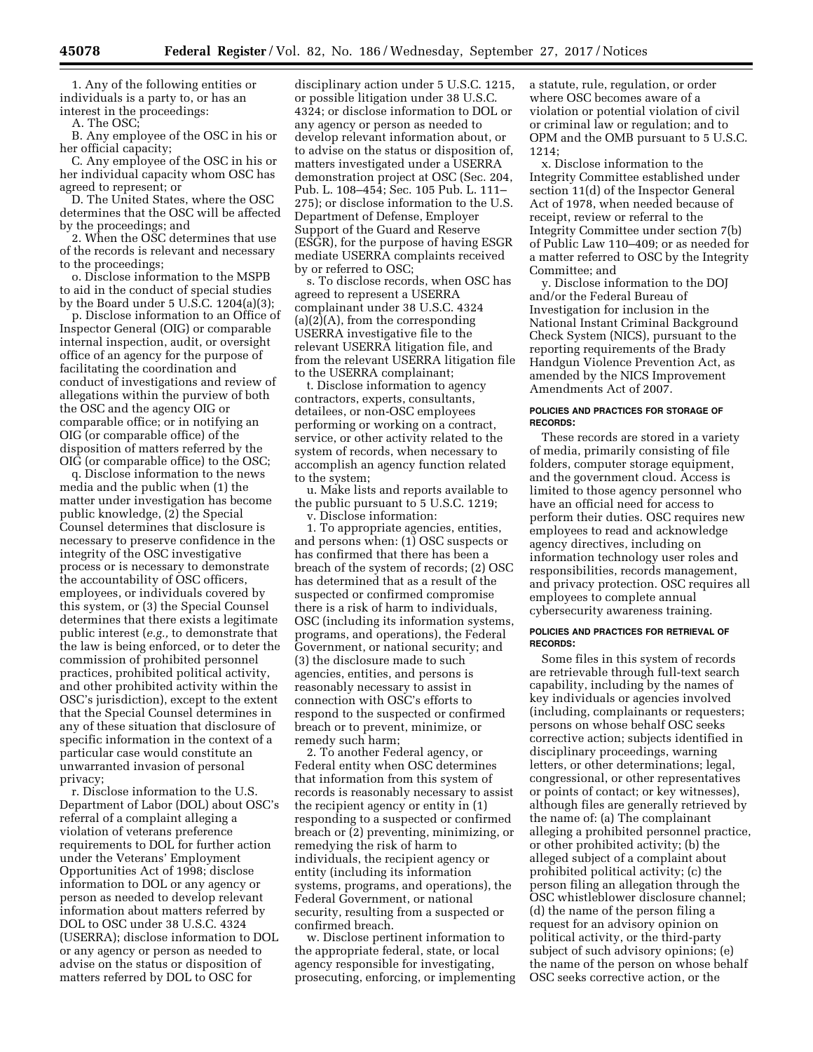1. Any of the following entities or individuals is a party to, or has an interest in the proceedings:

A. The OSC;

B. Any employee of the OSC in his or her official capacity;

C. Any employee of the OSC in his or her individual capacity whom OSC has agreed to represent; or

D. The United States, where the OSC determines that the OSC will be affected by the proceedings; and

2. When the OSC determines that use of the records is relevant and necessary to the proceedings;

o. Disclose information to the MSPB to aid in the conduct of special studies by the Board under 5 U.S.C. 1204(a)(3);

p. Disclose information to an Office of Inspector General (OIG) or comparable internal inspection, audit, or oversight office of an agency for the purpose of facilitating the coordination and conduct of investigations and review of allegations within the purview of both the OSC and the agency OIG or comparable office; or in notifying an OIG (or comparable office) of the disposition of matters referred by the OIG (or comparable office) to the OSC;

q. Disclose information to the news media and the public when (1) the matter under investigation has become public knowledge, (2) the Special Counsel determines that disclosure is necessary to preserve confidence in the integrity of the OSC investigative process or is necessary to demonstrate the accountability of OSC officers, employees, or individuals covered by this system, or (3) the Special Counsel determines that there exists a legitimate public interest (*e.g.,* to demonstrate that the law is being enforced, or to deter the commission of prohibited personnel practices, prohibited political activity, and other prohibited activity within the OSC's jurisdiction), except to the extent that the Special Counsel determines in any of these situation that disclosure of specific information in the context of a particular case would constitute an unwarranted invasion of personal privacy;

r. Disclose information to the U.S. Department of Labor (DOL) about OSC's referral of a complaint alleging a violation of veterans preference requirements to DOL for further action under the Veterans' Employment Opportunities Act of 1998; disclose information to DOL or any agency or person as needed to develop relevant information about matters referred by DOL to OSC under 38 U.S.C. 4324 (USERRA); disclose information to DOL or any agency or person as needed to advise on the status or disposition of matters referred by DOL to OSC for disciplinary action under 5 U.S.C. 1215, or possible litigation under 38 U.S.C. 4324; or disclose information to DOL or any agency or person as needed to develop relevant information about, or to advise on the status or disposition of, matters investigated under a USERRA demonstration project at OSC (Sec. 204, Pub. L. 108–454; Sec. 105 Pub. L. 111–275); or disclose information to the U.S. Department of Defense, Employer Support of the Guard and Reserve (ESGR), for the purpose of having ESGR mediate USERRA complaints received by or referred to OSC;

s. To disclose records, when OSC has agreed to represent a USERRA complainant under 38 U.S.C. 4324 (a)(2)(A), from the corresponding USERRA investigative file to the relevant USERRA litigation file, and from the relevant USERRA litigation file to the USERRA complainant;

t. Disclose information to agency contractors, experts, consultants, detailees, or non-OSC employees performing or working on a contract, service, or other activity related to the system of records, when necessary to accomplish an agency function related to the system;

u. Make lists and reports available to the public pursuant to 5 U.S.C. 1219;

v. Disclose information:

1. To appropriate agencies, entities, and persons when: (1) OSC suspects or has confirmed that there has been a breach of the system of records; (2) OSC has determined that as a result of the suspected or confirmed compromise there is a risk of harm to individuals, OSC (including its information systems, programs, and operations), the Federal Government, or national security; and (3) the disclosure made to such agencies, entities, and persons is reasonably necessary to assist in connection with OSC's efforts to respond to the suspected or confirmed breach or to prevent, minimize, or remedy such harm;

2. To another Federal agency, or Federal entity when OSC determines that information from this system of records is reasonably necessary to assist the recipient agency or entity in (1) responding to a suspected or confirmed breach or (2) preventing, minimizing, or remedying the risk of harm to individuals, the recipient agency or entity (including its information systems, programs, and operations), the Federal Government, or national security, resulting from a suspected or confirmed breach.

w. Disclose pertinent information to the appropriate federal, state, or local agency responsible for investigating, prosecuting, enforcing, or implementing a statute, rule, regulation, or order where OSC becomes aware of a violation or potential violation of civil or criminal law or regulation; and to OPM and the OMB pursuant to 5 U.S.C. 1214;

x. Disclose information to the Integrity Committee established under section 11(d) of the Inspector General Act of 1978, when needed because of receipt, review or referral to the Integrity Committee under section 7(b) of Public Law 110–409; or as needed for a matter referred to OSC by the Integrity Committee; and

y. Disclose information to the DOJ and/or the Federal Bureau of Investigation for inclusion in the National Instant Criminal Background Check System (NICS), pursuant to the reporting requirements of the Brady Handgun Violence Prevention Act, as amended by the NICS Improvement Amendments Act of 2007.

**POLICIES AND PRACTICES FOR STORAGE OF RECORDS:**

These records are stored in a variety of media, primarily consisting of file folders, computer storage equipment, and the government cloud. Access is limited to those agency personnel who have an official need for access to perform their duties. OSC requires new employees to read and acknowledge agency directives, including on information technology user roles and responsibilities, records management, and privacy protection. OSC requires all employees to complete annual cybersecurity awareness training.

**POLICIES AND PRACTICES FOR RETRIEVAL OF RECORDS:**

Some files in this system of records are retrievable through full-text search capability, including by the names of key individuals or agencies involved (including, complainants or requesters; persons on whose behalf OSC seeks corrective action; subjects identified in disciplinary proceedings, warning letters, or other determinations; legal, congressional, or other representatives or points of contact; or key witnesses), although files are generally retrieved by the name of: (a) The complainant alleging a prohibited personnel practice, or other prohibited activity; (b) the alleged subject of a complaint about prohibited political activity; (c) the person filing an allegation through the OSC whistleblower disclosure channel; (d) the name of the person filing a request for an advisory opinion on political activity, or the third-party subject of such advisory opinions; (e) the name of the person on whose behalf OSC seeks corrective action, or the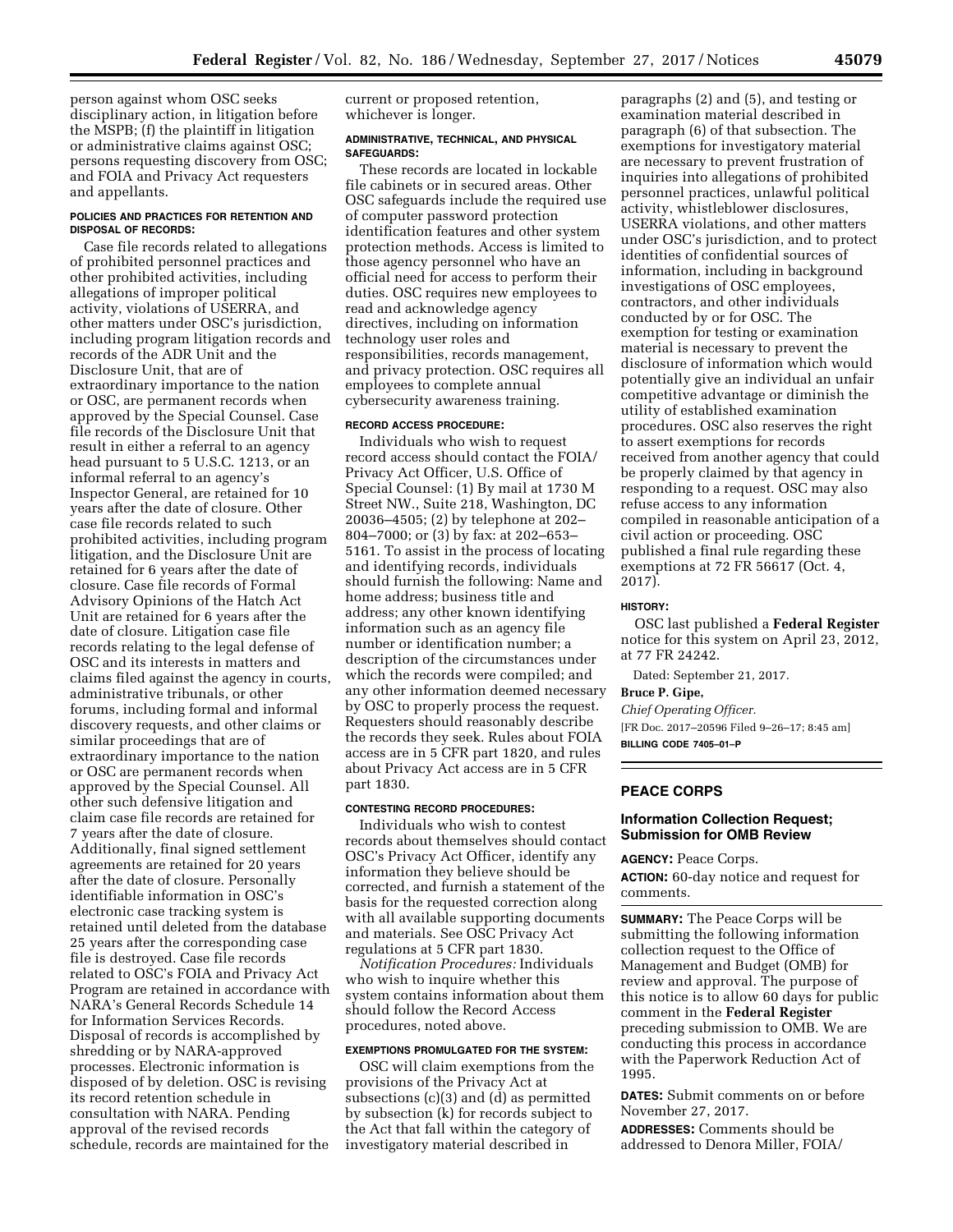person against whom OSC seeks disciplinary action, in litigation before the MSPB; (f) the plaintiff in litigation or administrative claims against OSC; persons requesting discovery from OSC; and FOIA and Privacy Act requesters and appellants.

**POLICIES AND PRACTICES FOR RETENTION AND DISPOSAL OF RECORDS:**

Case file records related to allegations of prohibited personnel practices and other prohibited activities, including allegations of improper political activity, violations of USERRA, and other matters under OSC's jurisdiction, including program litigation records and records of the ADR Unit and the Disclosure Unit, that are of extraordinary importance to the nation or OSC, are permanent records when approved by the Special Counsel. Case file records of the Disclosure Unit that result in either a referral to an agency head pursuant to 5 U.S.C. 1213, or an informal referral to an agency's Inspector General, are retained for 10 years after the date of closure. Other case file records related to such prohibited activities, including program litigation, and the Disclosure Unit are retained for 6 years after the date of closure. Case file records of Formal Advisory Opinions of the Hatch Act Unit are retained for 6 years after the date of closure. Litigation case file records relating to the legal defense of OSC and its interests in matters and claims filed against the agency in courts, administrative tribunals, or other forums, including formal and informal discovery requests, and other claims or similar proceedings that are of extraordinary importance to the nation or OSC are permanent records when approved by the Special Counsel. All other such defensive litigation and claim case file records are retained for 7 years after the date of closure. Additionally, final signed settlement agreements are retained for 20 years after the date of closure. Personally identifiable information in OSC's electronic case tracking system is retained until deleted from the database 25 years after the corresponding case file is destroyed. Case file records related to OSC's FOIA and Privacy Act Program are retained in accordance with NARA's General Records Schedule 14 for Information Services Records. Disposal of records is accomplished by shredding or by NARA-approved processes. Electronic information is disposed of by deletion. OSC is revising its record retention schedule in consultation with NARA. Pending approval of the revised records schedule, records are maintained for the current or proposed retention, whichever is longer.

**ADMINISTRATIVE, TECHNICAL, AND PHYSICAL SAFEGUARDS:**

These records are located in lockable file cabinets or in secured areas. Other OSC safeguards include the required use of computer password protection identification features and other system protection methods. Access is limited to those agency personnel who have an official need for access to perform their duties. OSC requires new employees to read and acknowledge agency directives, including on information technology user roles and responsibilities, records management, and privacy protection. OSC requires all employees to complete annual cybersecurity awareness training.

**RECORD ACCESS PROCEDURE:**

Individuals who wish to request record access should contact the FOIA/Privacy Act Officer, U.S. Office of Special Counsel: (1) By mail at 1730 M Street NW., Suite 218, Washington, DC 20036–4505; (2) by telephone at 202–804–7000; or (3) by fax: at 202–653–5161. To assist in the process of locating and identifying records, individuals should furnish the following: Name and home address; business title and address; any other known identifying information such as an agency file number or identification number; a description of the circumstances under which the records were compiled; and any other information deemed necessary by OSC to properly process the request. Requesters should reasonably describe the records they seek. Rules about FOIA access are in 5 CFR part 1820, and rules about Privacy Act access are in 5 CFR part 1830.

**CONTESTING RECORD PROCEDURES:**

Individuals who wish to contest records about themselves should contact OSC's Privacy Act Officer, identify any information they believe should be corrected, and furnish a statement of the basis for the requested correction along with all available supporting documents and materials. See OSC Privacy Act regulations at 5 CFR part 1830.

*Notification Procedures:* Individuals who wish to inquire whether this system contains information about them should follow the Record Access procedures, noted above.

**EXEMPTIONS PROMULGATED FOR THE SYSTEM:**

OSC will claim exemptions from the provisions of the Privacy Act at subsections (c)(3) and (d) as permitted by subsection (k) for records subject to the Act that fall within the category of investigatory material described in paragraphs (2) and (5), and testing or examination material described in paragraph (6) of that subsection. The exemptions for investigatory material are necessary to prevent frustration of inquiries into allegations of prohibited personnel practices, unlawful political activity, whistleblower disclosures, USERRA violations, and other matters under OSC's jurisdiction, and to protect identities of confidential sources of information, including in background investigations of OSC employees, contractors, and other individuals conducted by or for OSC. The exemption for testing or examination material is necessary to prevent the disclosure of information which would potentially give an individual an unfair competitive advantage or diminish the utility of established examination procedures. OSC also reserves the right to assert exemptions for records received from another agency that could be properly claimed by that agency in responding to a request. OSC may also refuse access to any information compiled in reasonable anticipation of a civil action or proceeding. OSC published a final rule regarding these exemptions at 72 FR 56617 (Oct. 4, 2017).

**HISTORY:**

OSC last published a **Federal Register** notice for this system on April 23, 2012, at 77 FR 24242.

Dated: September 21, 2017.

**Bruce P. Gipe,**

*Chief Operating Officer.*

[FR Doc. 2017–20596 Filed 9–26–17; 8:45 am]

**BILLING CODE 7405–01–P**

---

## PEACE CORPS

### Information Collection Request; Submission for OMB Review

**AGENCY:** Peace Corps.

**ACTION:** 60-day notice and request for comments.

**SUMMARY:** The Peace Corps will be submitting the following information collection request to the Office of Management and Budget (OMB) for review and approval. The purpose of this notice is to allow 60 days for public comment in the **Federal Register** preceding submission to OMB. We are conducting this process in accordance with the Paperwork Reduction Act of 1995.

**DATES:** Submit comments on or before November 27, 2017.

**ADDRESSES:** Comments should be addressed to Denora Miller, FOIA/